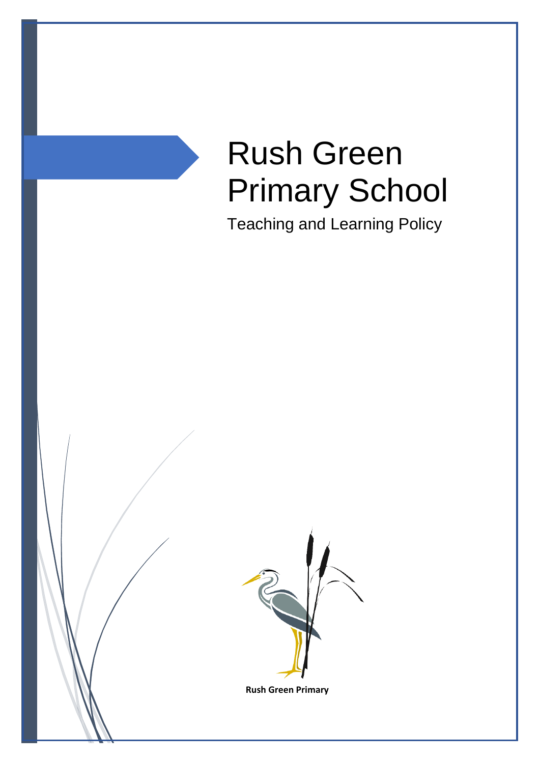# Rush Green Primary School

Teaching and Learning Policy

Rush Green Primary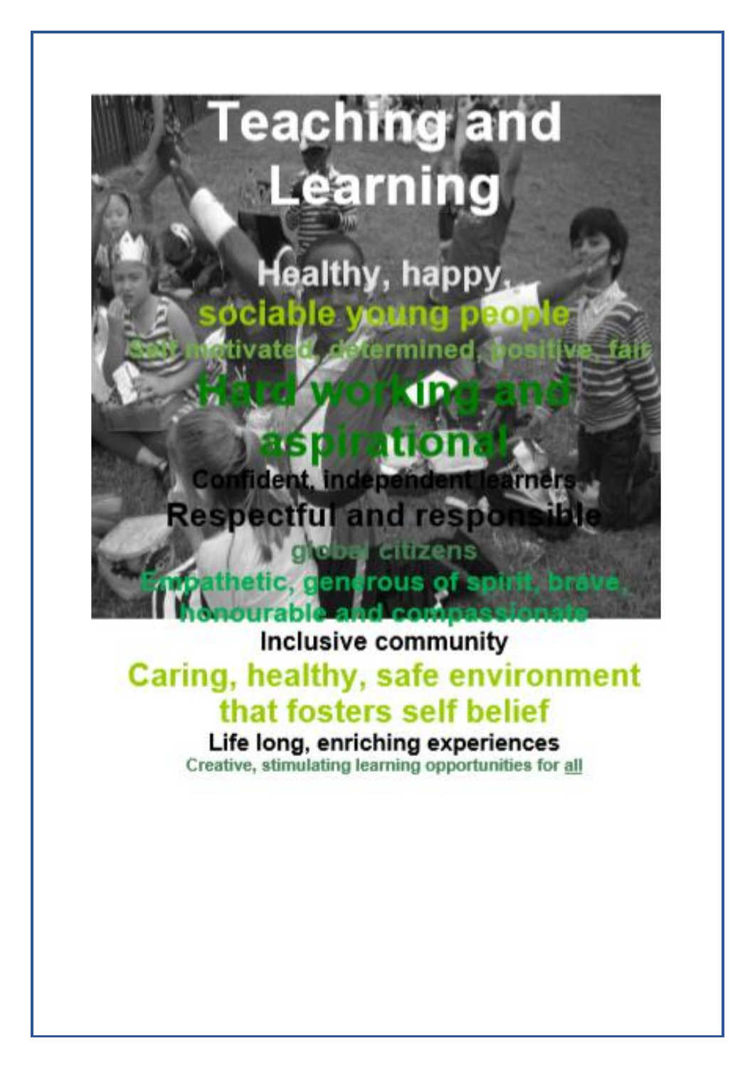# Teaching and Learning

Healthy, happy, sociable young people

Self motivated, determined, positive, fair

**Hard working and aspirational**

Confident, independent learners

Respectful and responsible

global citizens

Empathetic, generous of spirit, brave, honourable and compassionate

Inclusive community

Caring, healthy, safe environment that fosters self belief

Life long, enriching experiences

Creative, stimulating learning opportunities for all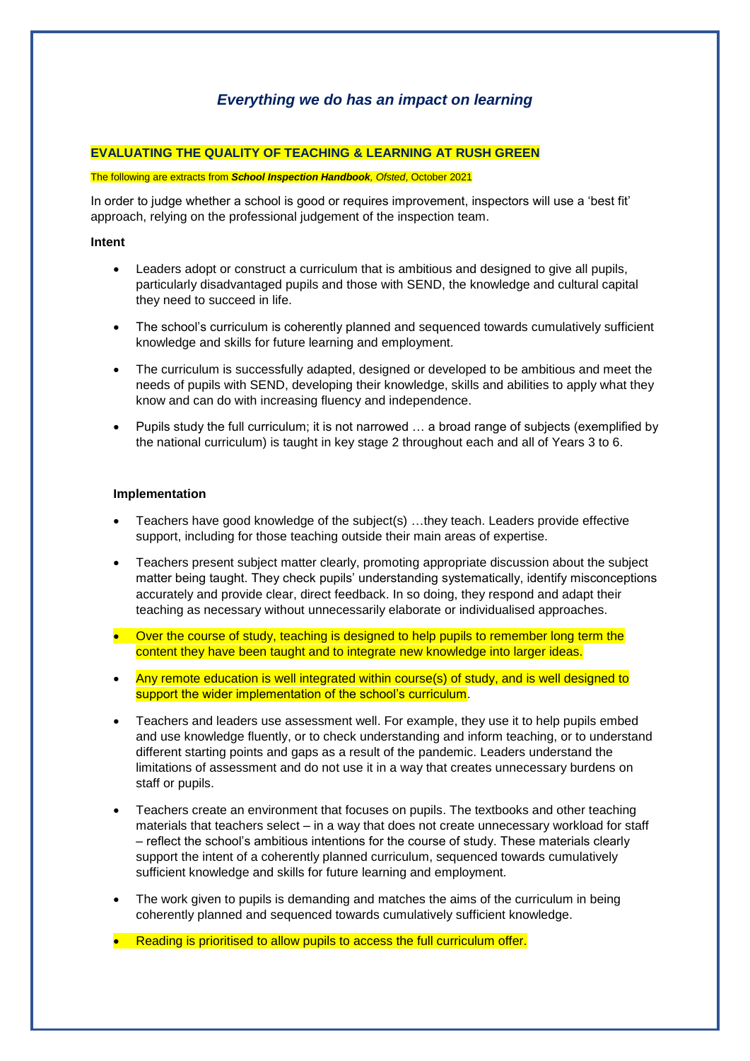## *Everything we do has an impact on learning*

**EVALUATING THE QUALITY OF TEACHING & LEARNING AT RUSH GREEN**

The following are extracts from ***School Inspection Handbook**, Ofsted*, October 2021

In order to judge whether a school is good or requires improvement, inspectors will use a 'best fit' approach, relying on the professional judgement of the inspection team.

**Intent**

- Leaders adopt or construct a curriculum that is ambitious and designed to give all pupils, particularly disadvantaged pupils and those with SEND, the knowledge and cultural capital they need to succeed in life.
- The school's curriculum is coherently planned and sequenced towards cumulatively sufficient knowledge and skills for future learning and employment.
- The curriculum is successfully adapted, designed or developed to be ambitious and meet the needs of pupils with SEND, developing their knowledge, skills and abilities to apply what they know and can do with increasing fluency and independence.
- Pupils study the full curriculum; it is not narrowed … a broad range of subjects (exemplified by the national curriculum) is taught in key stage 2 throughout each and all of Years 3 to 6.

**Implementation**

- Teachers have good knowledge of the subject(s) …they teach. Leaders provide effective support, including for those teaching outside their main areas of expertise.
- Teachers present subject matter clearly, promoting appropriate discussion about the subject matter being taught. They check pupils' understanding systematically, identify misconceptions accurately and provide clear, direct feedback. In so doing, they respond and adapt their teaching as necessary without unnecessarily elaborate or individualised approaches.
- Over the course of study, teaching is designed to help pupils to remember long term the content they have been taught and to integrate new knowledge into larger ideas.
- Any remote education is well integrated within course(s) of study, and is well designed to support the wider implementation of the school's curriculum.
- Teachers and leaders use assessment well. For example, they use it to help pupils embed and use knowledge fluently, or to check understanding and inform teaching, or to understand different starting points and gaps as a result of the pandemic. Leaders understand the limitations of assessment and do not use it in a way that creates unnecessary burdens on staff or pupils.
- Teachers create an environment that focuses on pupils. The textbooks and other teaching materials that teachers select – in a way that does not create unnecessary workload for staff – reflect the school's ambitious intentions for the course of study. These materials clearly support the intent of a coherently planned curriculum, sequenced towards cumulatively sufficient knowledge and skills for future learning and employment.
- The work given to pupils is demanding and matches the aims of the curriculum in being coherently planned and sequenced towards cumulatively sufficient knowledge.
- Reading is prioritised to allow pupils to access the full curriculum offer.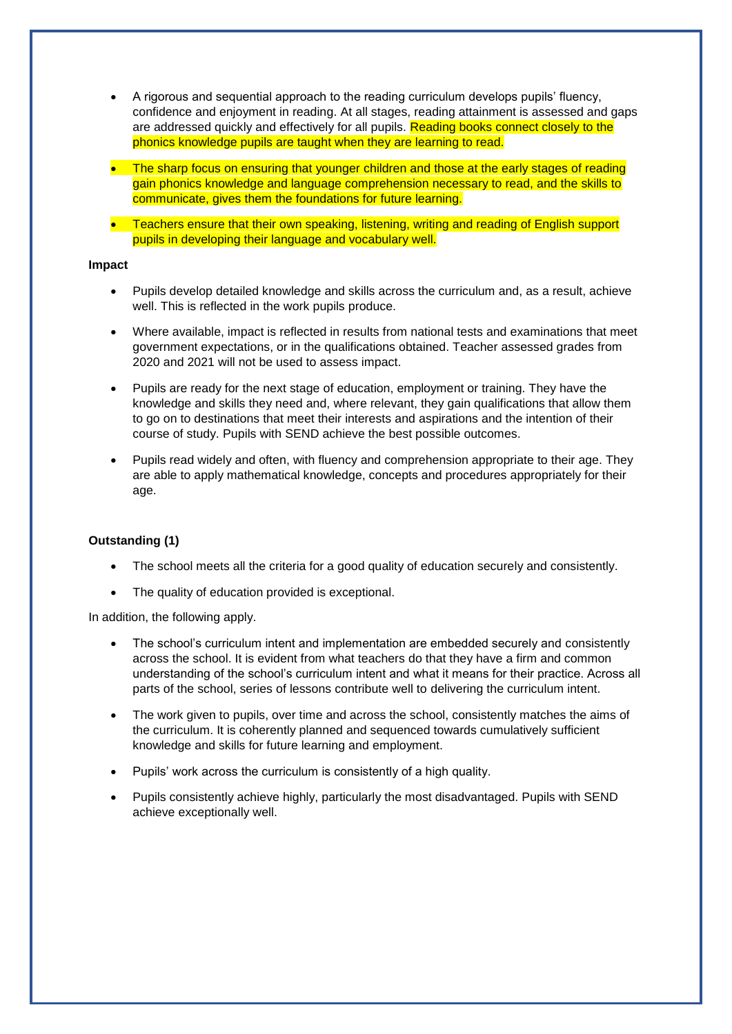- A rigorous and sequential approach to the reading curriculum develops pupils' fluency, confidence and enjoyment in reading. At all stages, reading attainment is assessed and gaps are addressed quickly and effectively for all pupils. Reading books connect closely to the phonics knowledge pupils are taught when they are learning to read.
- The sharp focus on ensuring that younger children and those at the early stages of reading gain phonics knowledge and language comprehension necessary to read, and the skills to communicate, gives them the foundations for future learning.
- Teachers ensure that their own speaking, listening, writing and reading of English support pupils in developing their language and vocabulary well.

**Impact**

- Pupils develop detailed knowledge and skills across the curriculum and, as a result, achieve well. This is reflected in the work pupils produce.
- Where available, impact is reflected in results from national tests and examinations that meet government expectations, or in the qualifications obtained. Teacher assessed grades from 2020 and 2021 will not be used to assess impact.
- Pupils are ready for the next stage of education, employment or training. They have the knowledge and skills they need and, where relevant, they gain qualifications that allow them to go on to destinations that meet their interests and aspirations and the intention of their course of study. Pupils with SEND achieve the best possible outcomes.
- Pupils read widely and often, with fluency and comprehension appropriate to their age. They are able to apply mathematical knowledge, concepts and procedures appropriately for their age.

**Outstanding (1)**

- The school meets all the criteria for a good quality of education securely and consistently.
- The quality of education provided is exceptional.

In addition, the following apply.

- The school's curriculum intent and implementation are embedded securely and consistently across the school. It is evident from what teachers do that they have a firm and common understanding of the school's curriculum intent and what it means for their practice. Across all parts of the school, series of lessons contribute well to delivering the curriculum intent.
- The work given to pupils, over time and across the school, consistently matches the aims of the curriculum. It is coherently planned and sequenced towards cumulatively sufficient knowledge and skills for future learning and employment.
- Pupils' work across the curriculum is consistently of a high quality.
- Pupils consistently achieve highly, particularly the most disadvantaged. Pupils with SEND achieve exceptionally well.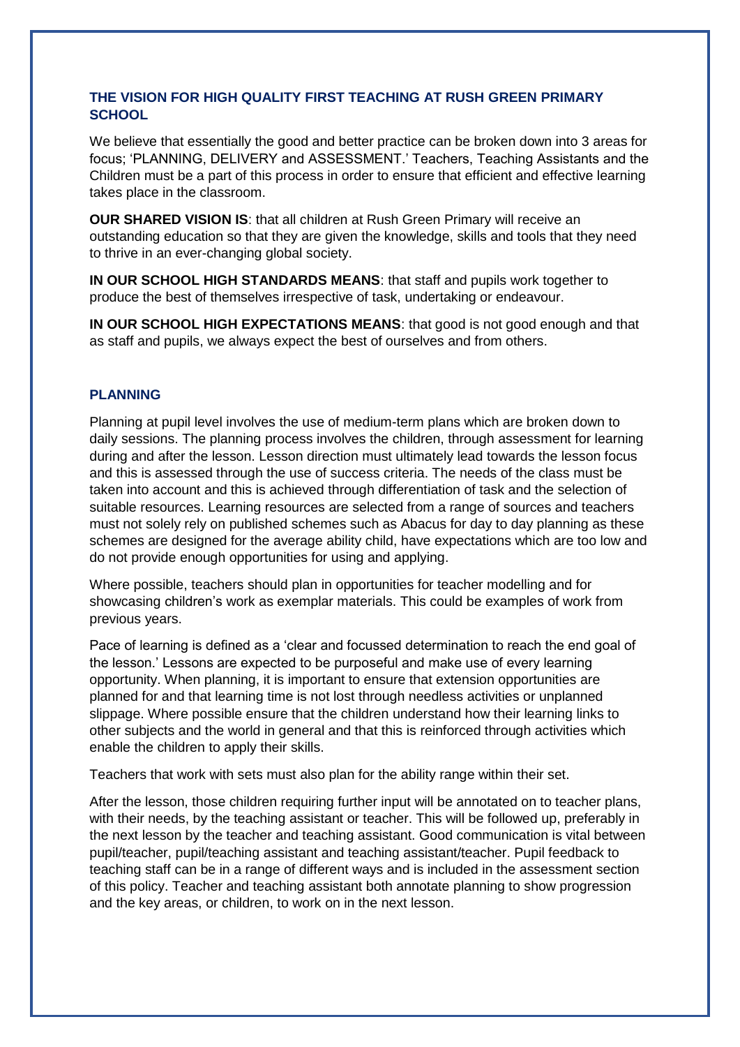## THE VISION FOR HIGH QUALITY FIRST TEACHING AT RUSH GREEN PRIMARY SCHOOL

We believe that essentially the good and better practice can be broken down into 3 areas for focus; 'PLANNING, DELIVERY and ASSESSMENT.' Teachers, Teaching Assistants and the Children must be a part of this process in order to ensure that efficient and effective learning takes place in the classroom.

**OUR SHARED VISION IS**: that all children at Rush Green Primary will receive an outstanding education so that they are given the knowledge, skills and tools that they need to thrive in an ever-changing global society.

**IN OUR SCHOOL HIGH STANDARDS MEANS**: that staff and pupils work together to produce the best of themselves irrespective of task, undertaking or endeavour.

**IN OUR SCHOOL HIGH EXPECTATIONS MEANS**: that good is not good enough and that as staff and pupils, we always expect the best of ourselves and from others.

### PLANNING

Planning at pupil level involves the use of medium-term plans which are broken down to daily sessions. The planning process involves the children, through assessment for learning during and after the lesson. Lesson direction must ultimately lead towards the lesson focus and this is assessed through the use of success criteria. The needs of the class must be taken into account and this is achieved through differentiation of task and the selection of suitable resources. Learning resources are selected from a range of sources and teachers must not solely rely on published schemes such as Abacus for day to day planning as these schemes are designed for the average ability child, have expectations which are too low and do not provide enough opportunities for using and applying.

Where possible, teachers should plan in opportunities for teacher modelling and for showcasing children's work as exemplar materials. This could be examples of work from previous years.

Pace of learning is defined as a 'clear and focussed determination to reach the end goal of the lesson.' Lessons are expected to be purposeful and make use of every learning opportunity. When planning, it is important to ensure that extension opportunities are planned for and that learning time is not lost through needless activities or unplanned slippage. Where possible ensure that the children understand how their learning links to other subjects and the world in general and that this is reinforced through activities which enable the children to apply their skills.

Teachers that work with sets must also plan for the ability range within their set.

After the lesson, those children requiring further input will be annotated on to teacher plans, with their needs, by the teaching assistant or teacher. This will be followed up, preferably in the next lesson by the teacher and teaching assistant. Good communication is vital between pupil/teacher, pupil/teaching assistant and teaching assistant/teacher. Pupil feedback to teaching staff can be in a range of different ways and is included in the assessment section of this policy. Teacher and teaching assistant both annotate planning to show progression and the key areas, or children, to work on in the next lesson.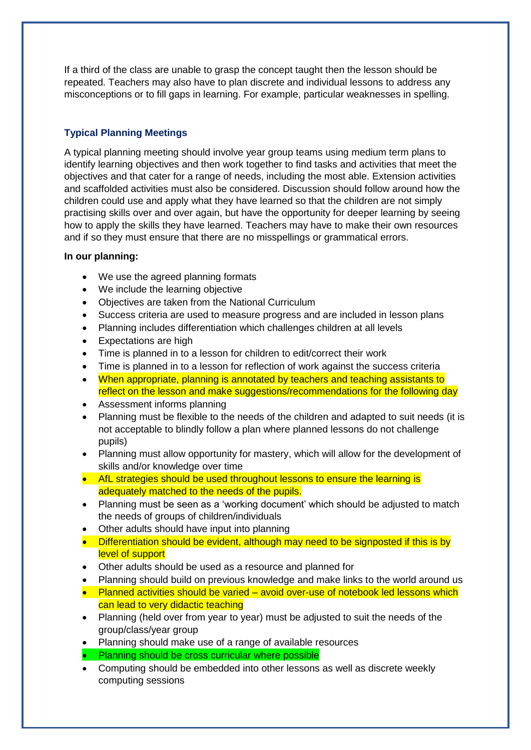If a third of the class are unable to grasp the concept taught then the lesson should be repeated. Teachers may also have to plan discrete and individual lessons to address any misconceptions or to fill gaps in learning. For example, particular weaknesses in spelling.

### Typical Planning Meetings

A typical planning meeting should involve year group teams using medium term plans to identify learning objectives and then work together to find tasks and activities that meet the objectives and that cater for a range of needs, including the most able. Extension activities and scaffolded activities must also be considered. Discussion should follow around how the children could use and apply what they have learned so that the children are not simply practising skills over and over again, but have the opportunity for deeper learning by seeing how to apply the skills they have learned. Teachers may have to make their own resources and if so they must ensure that there are no misspellings or grammatical errors.

**In our planning:**

- We use the agreed planning formats
- We include the learning objective
- Objectives are taken from the National Curriculum
- Success criteria are used to measure progress and are included in lesson plans
- Planning includes differentiation which challenges children at all levels
- Expectations are high
- Time is planned in to a lesson for children to edit/correct their work
- Time is planned in to a lesson for reflection of work against the success criteria
- When appropriate, planning is annotated by teachers and teaching assistants to reflect on the lesson and make suggestions/recommendations for the following day
- Assessment informs planning
- Planning must be flexible to the needs of the children and adapted to suit needs (it is not acceptable to blindly follow a plan where planned lessons do not challenge pupils)
- Planning must allow opportunity for mastery, which will allow for the development of skills and/or knowledge over time
- AfL strategies should be used throughout lessons to ensure the learning is adequately matched to the needs of the pupils.
- Planning must be seen as a 'working document' which should be adjusted to match the needs of groups of children/individuals
- Other adults should have input into planning
- Differentiation should be evident, although may need to be signposted if this is by level of support
- Other adults should be used as a resource and planned for
- Planning should build on previous knowledge and make links to the world around us
- Planned activities should be varied – avoid over-use of notebook led lessons which can lead to very didactic teaching
- Planning (held over from year to year) must be adjusted to suit the needs of the group/class/year group
- Planning should make use of a range of available resources
- Planning should be cross curricular where possible
- Computing should be embedded into other lessons as well as discrete weekly computing sessions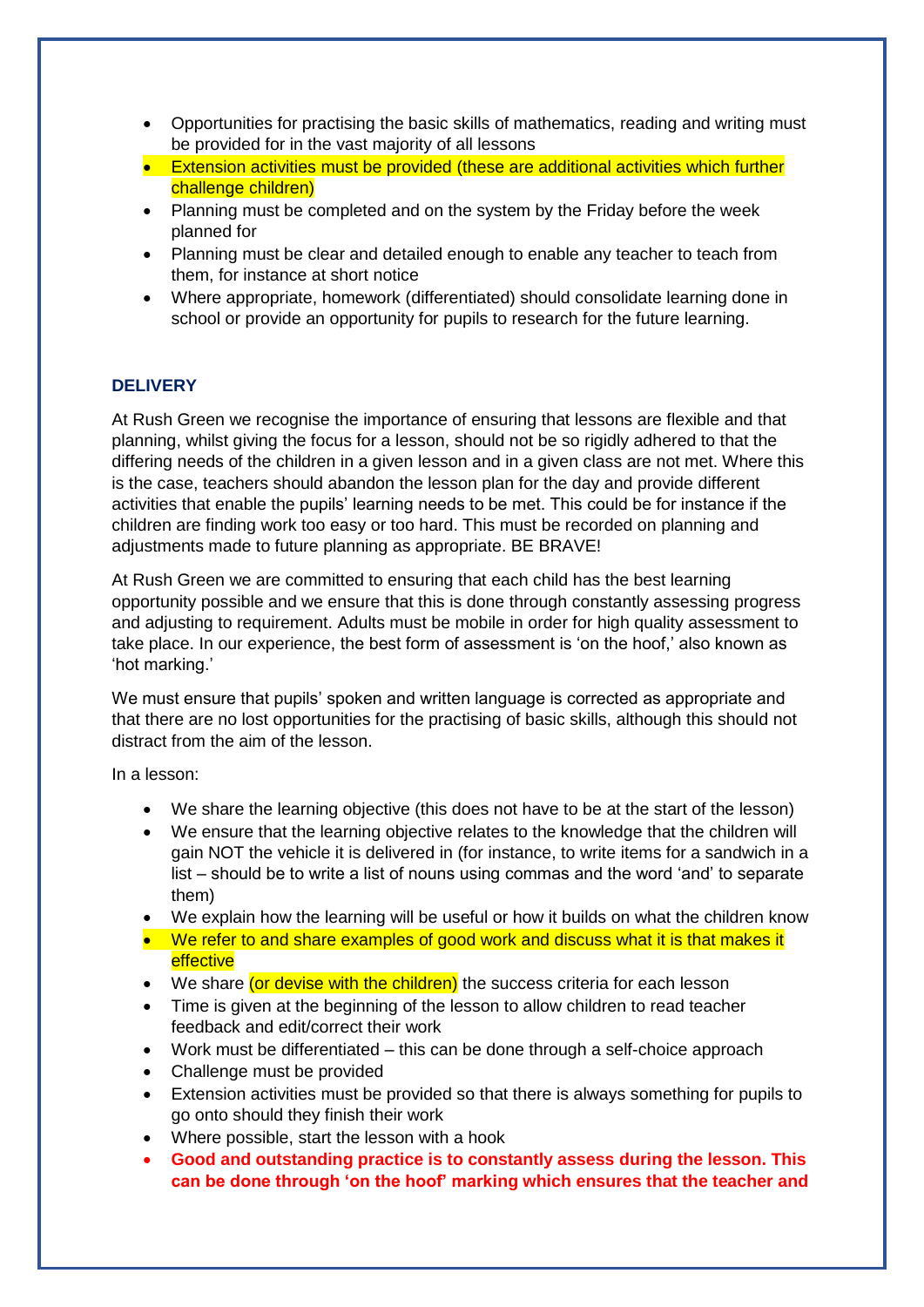- Opportunities for practising the basic skills of mathematics, reading and writing must be provided for in the vast majority of all lessons
- Extension activities must be provided (these are additional activities which further challenge children)
- Planning must be completed and on the system by the Friday before the week planned for
- Planning must be clear and detailed enough to enable any teacher to teach from them, for instance at short notice
- Where appropriate, homework (differentiated) should consolidate learning done in school or provide an opportunity for pupils to research for the future learning.

## DELIVERY

At Rush Green we recognise the importance of ensuring that lessons are flexible and that planning, whilst giving the focus for a lesson, should not be so rigidly adhered to that the differing needs of the children in a given lesson and in a given class are not met. Where this is the case, teachers should abandon the lesson plan for the day and provide different activities that enable the pupils' learning needs to be met. This could be for instance if the children are finding work too easy or too hard. This must be recorded on planning and adjustments made to future planning as appropriate. BE BRAVE!

At Rush Green we are committed to ensuring that each child has the best learning opportunity possible and we ensure that this is done through constantly assessing progress and adjusting to requirement. Adults must be mobile in order for high quality assessment to take place. In our experience, the best form of assessment is 'on the hoof,' also known as 'hot marking.'

We must ensure that pupils' spoken and written language is corrected as appropriate and that there are no lost opportunities for the practising of basic skills, although this should not distract from the aim of the lesson.

In a lesson:

- We share the learning objective (this does not have to be at the start of the lesson)
- We ensure that the learning objective relates to the knowledge that the children will gain NOT the vehicle it is delivered in (for instance, to write items for a sandwich in a list – should be to write a list of nouns using commas and the word 'and' to separate them)
- We explain how the learning will be useful or how it builds on what the children know
- We refer to and share examples of good work and discuss what it is that makes it effective
- We share (or devise with the children) the success criteria for each lesson
- Time is given at the beginning of the lesson to allow children to read teacher feedback and edit/correct their work
- Work must be differentiated – this can be done through a self-choice approach
- Challenge must be provided
- Extension activities must be provided so that there is always something for pupils to go onto should they finish their work
- Where possible, start the lesson with a hook
- **Good and outstanding practice is to constantly assess during the lesson. This can be done through 'on the hoof' marking which ensures that the teacher and**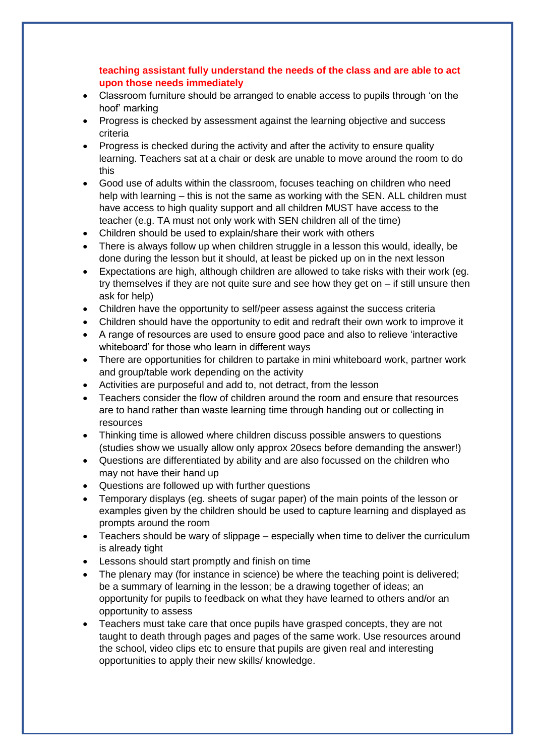**teaching assistant fully understand the needs of the class and are able to act upon those needs immediately**

- Classroom furniture should be arranged to enable access to pupils through 'on the hoof' marking
- Progress is checked by assessment against the learning objective and success criteria
- Progress is checked during the activity and after the activity to ensure quality learning. Teachers sat at a chair or desk are unable to move around the room to do this
- Good use of adults within the classroom, focuses teaching on children who need help with learning – this is not the same as working with the SEN. ALL children must have access to high quality support and all children MUST have access to the teacher (e.g. TA must not only work with SEN children all of the time)
- Children should be used to explain/share their work with others
- There is always follow up when children struggle in a lesson this would, ideally, be done during the lesson but it should, at least be picked up on in the next lesson
- Expectations are high, although children are allowed to take risks with their work (eg. try themselves if they are not quite sure and see how they get on – if still unsure then ask for help)
- Children have the opportunity to self/peer assess against the success criteria
- Children should have the opportunity to edit and redraft their own work to improve it
- A range of resources are used to ensure good pace and also to relieve 'interactive whiteboard' for those who learn in different ways
- There are opportunities for children to partake in mini whiteboard work, partner work and group/table work depending on the activity
- Activities are purposeful and add to, not detract, from the lesson
- Teachers consider the flow of children around the room and ensure that resources are to hand rather than waste learning time through handing out or collecting in resources
- Thinking time is allowed where children discuss possible answers to questions (studies show we usually allow only approx 20secs before demanding the answer!)
- Questions are differentiated by ability and are also focussed on the children who may not have their hand up
- Questions are followed up with further questions
- Temporary displays (eg. sheets of sugar paper) of the main points of the lesson or examples given by the children should be used to capture learning and displayed as prompts around the room
- Teachers should be wary of slippage – especially when time to deliver the curriculum is already tight
- Lessons should start promptly and finish on time
- The plenary may (for instance in science) be where the teaching point is delivered; be a summary of learning in the lesson; be a drawing together of ideas; an opportunity for pupils to feedback on what they have learned to others and/or an opportunity to assess
- Teachers must take care that once pupils have grasped concepts, they are not taught to death through pages and pages of the same work. Use resources around the school, video clips etc to ensure that pupils are given real and interesting opportunities to apply their new skills/ knowledge.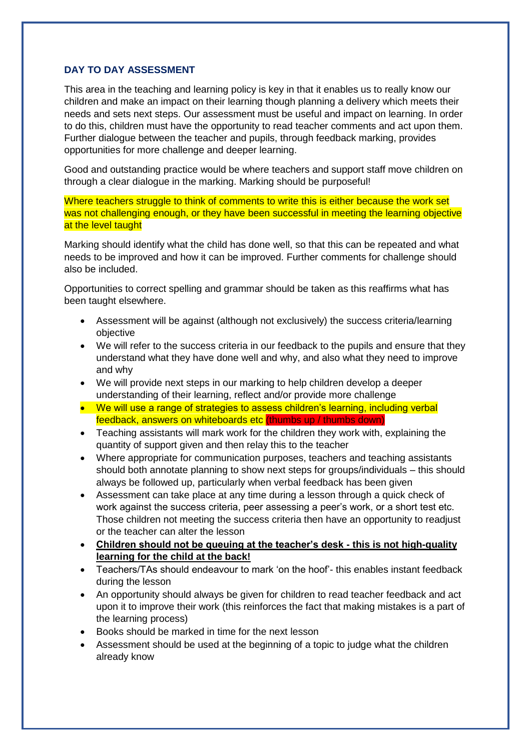## DAY TO DAY ASSESSMENT

This area in the teaching and learning policy is key in that it enables us to really know our children and make an impact on their learning though planning a delivery which meets their needs and sets next steps. Our assessment must be useful and impact on learning. In order to do this, children must have the opportunity to read teacher comments and act upon them. Further dialogue between the teacher and pupils, through feedback marking, provides opportunities for more challenge and deeper learning.

Good and outstanding practice would be where teachers and support staff move children on through a clear dialogue in the marking. Marking should be purposeful!

Where teachers struggle to think of comments to write this is either because the work set was not challenging enough, or they have been successful in meeting the learning objective at the level taught

Marking should identify what the child has done well, so that this can be repeated and what needs to be improved and how it can be improved. Further comments for challenge should also be included.

Opportunities to correct spelling and grammar should be taken as this reaffirms what has been taught elsewhere.

- Assessment will be against (although not exclusively) the success criteria/learning objective
- We will refer to the success criteria in our feedback to the pupils and ensure that they understand what they have done well and why, and also what they need to improve and why
- We will provide next steps in our marking to help children develop a deeper understanding of their learning, reflect and/or provide more challenge
- We will use a range of strategies to assess children's learning, including verbal feedback, answers on whiteboards etc (thumbs up / thumbs down)
- Teaching assistants will mark work for the children they work with, explaining the quantity of support given and then relay this to the teacher
- Where appropriate for communication purposes, teachers and teaching assistants should both annotate planning to show next steps for groups/individuals – this should always be followed up, particularly when verbal feedback has been given
- Assessment can take place at any time during a lesson through a quick check of work against the success criteria, peer assessing a peer's work, or a short test etc. Those children not meeting the success criteria then have an opportunity to readjust or the teacher can alter the lesson
- **Children should not be queuing at the teacher's desk - this is not high-quality learning for the child at the back!**
- Teachers/TAs should endeavour to mark 'on the hoof'- this enables instant feedback during the lesson
- An opportunity should always be given for children to read teacher feedback and act upon it to improve their work (this reinforces the fact that making mistakes is a part of the learning process)
- Books should be marked in time for the next lesson
- Assessment should be used at the beginning of a topic to judge what the children already know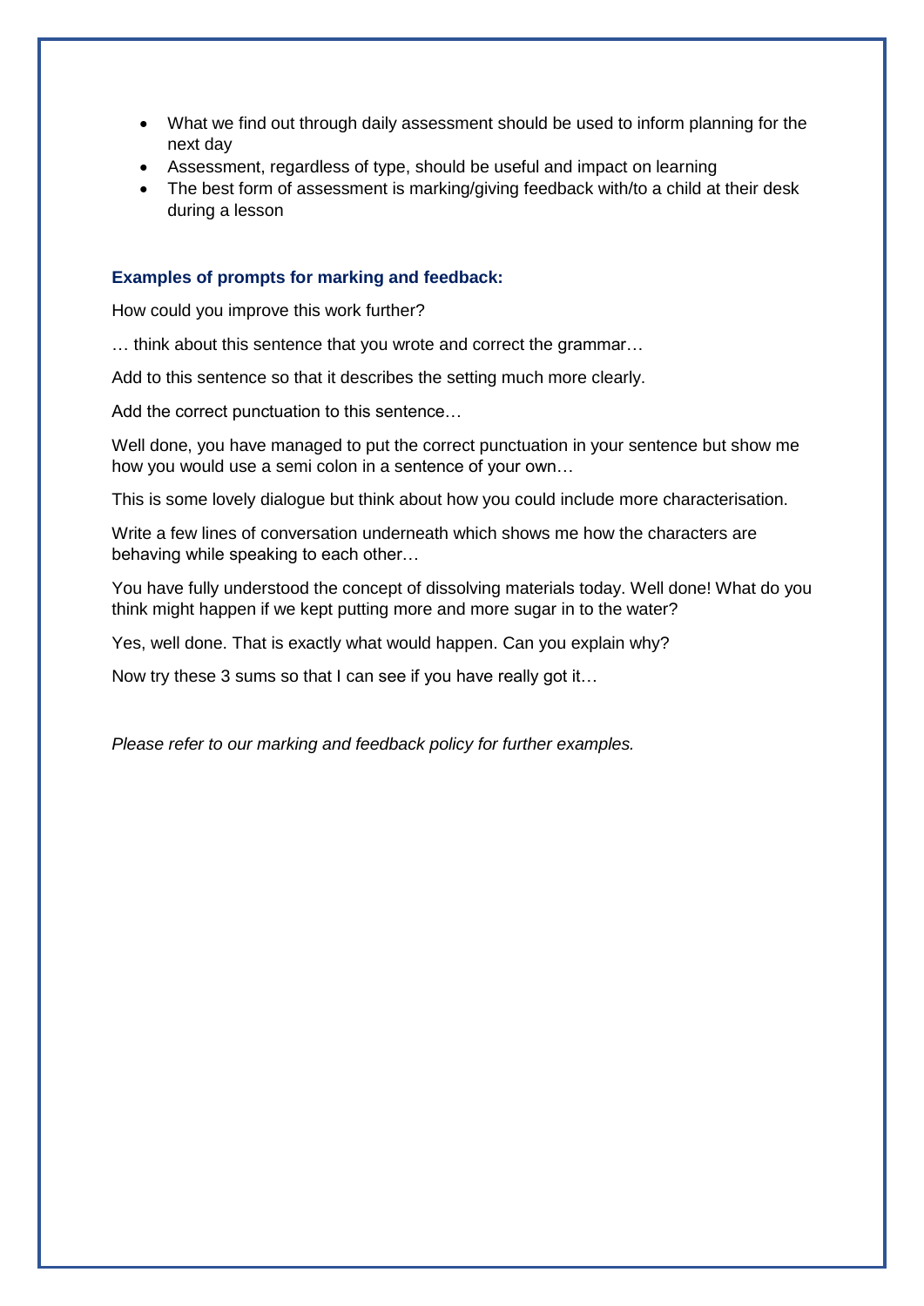- What we find out through daily assessment should be used to inform planning for the next day
- Assessment, regardless of type, should be useful and impact on learning
- The best form of assessment is marking/giving feedback with/to a child at their desk during a lesson

**Examples of prompts for marking and feedback:**

How could you improve this work further?

… think about this sentence that you wrote and correct the grammar…

Add to this sentence so that it describes the setting much more clearly.

Add the correct punctuation to this sentence…

Well done, you have managed to put the correct punctuation in your sentence but show me how you would use a semi colon in a sentence of your own…

This is some lovely dialogue but think about how you could include more characterisation.

Write a few lines of conversation underneath which shows me how the characters are behaving while speaking to each other…

You have fully understood the concept of dissolving materials today. Well done! What do you think might happen if we kept putting more and more sugar in to the water?

Yes, well done. That is exactly what would happen. Can you explain why?

Now try these 3 sums so that I can see if you have really got it…

*Please refer to our marking and feedback policy for further examples.*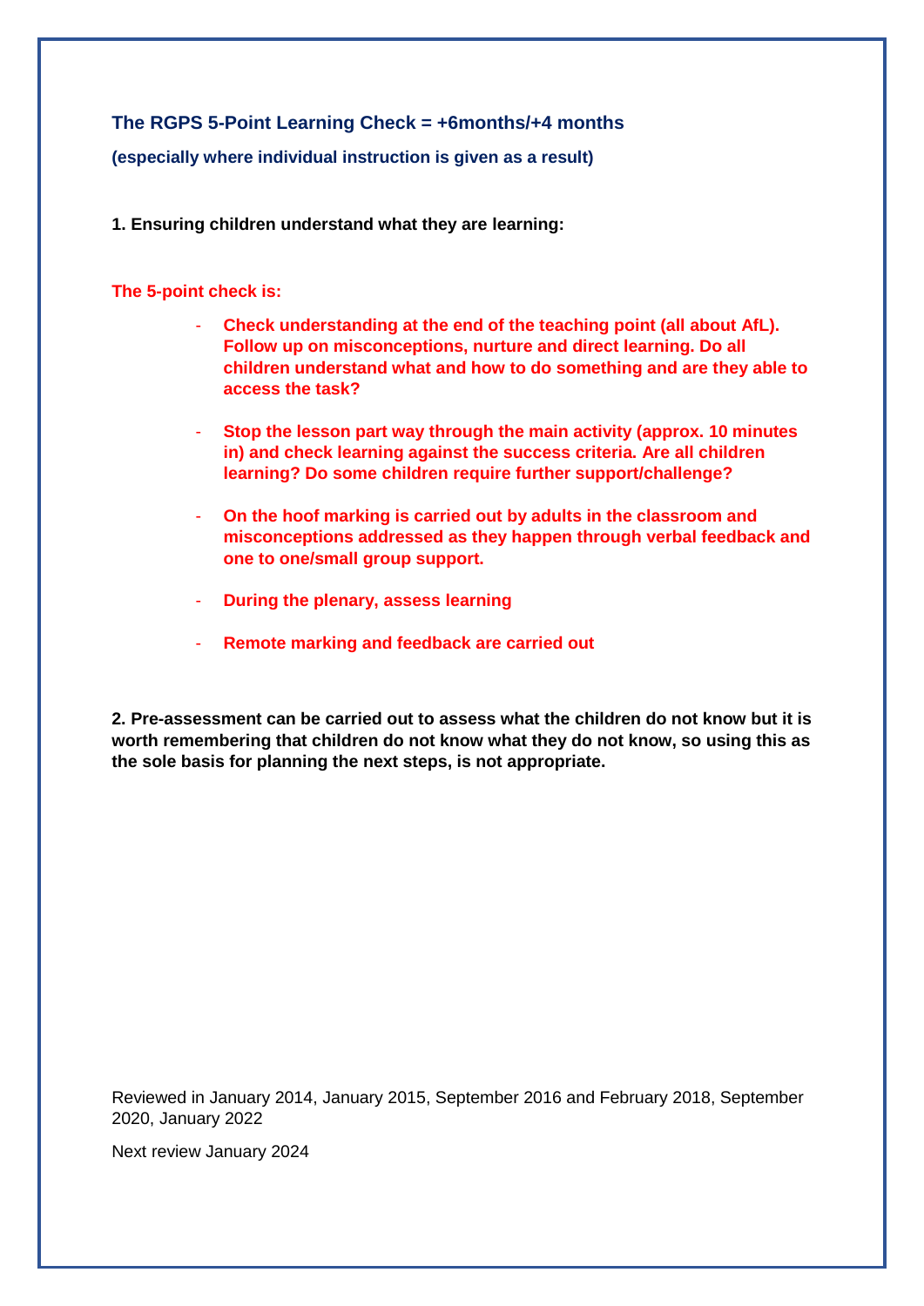## The RGPS 5-Point Learning Check = +6months/+4 months

**(especially where individual instruction is given as a result)**

**1. Ensuring children understand what they are learning:**

**The 5-point check is:**

- **Check understanding at the end of the teaching point (all about AfL). Follow up on misconceptions, nurture and direct learning. Do all children understand what and how to do something and are they able to access the task?**

- **Stop the lesson part way through the main activity (approx. 10 minutes in) and check learning against the success criteria. Are all children learning? Do some children require further support/challenge?**

- **On the hoof marking is carried out by adults in the classroom and misconceptions addressed as they happen through verbal feedback and one to one/small group support.**

- **During the plenary, assess learning**

- **Remote marking and feedback are carried out**

**2. Pre-assessment can be carried out to assess what the children do not know but it is worth remembering that children do not know what they do not know, so using this as the sole basis for planning the next steps, is not appropriate.**

Reviewed in January 2014, January 2015, September 2016 and February 2018, September 2020, January 2022

Next review January 2024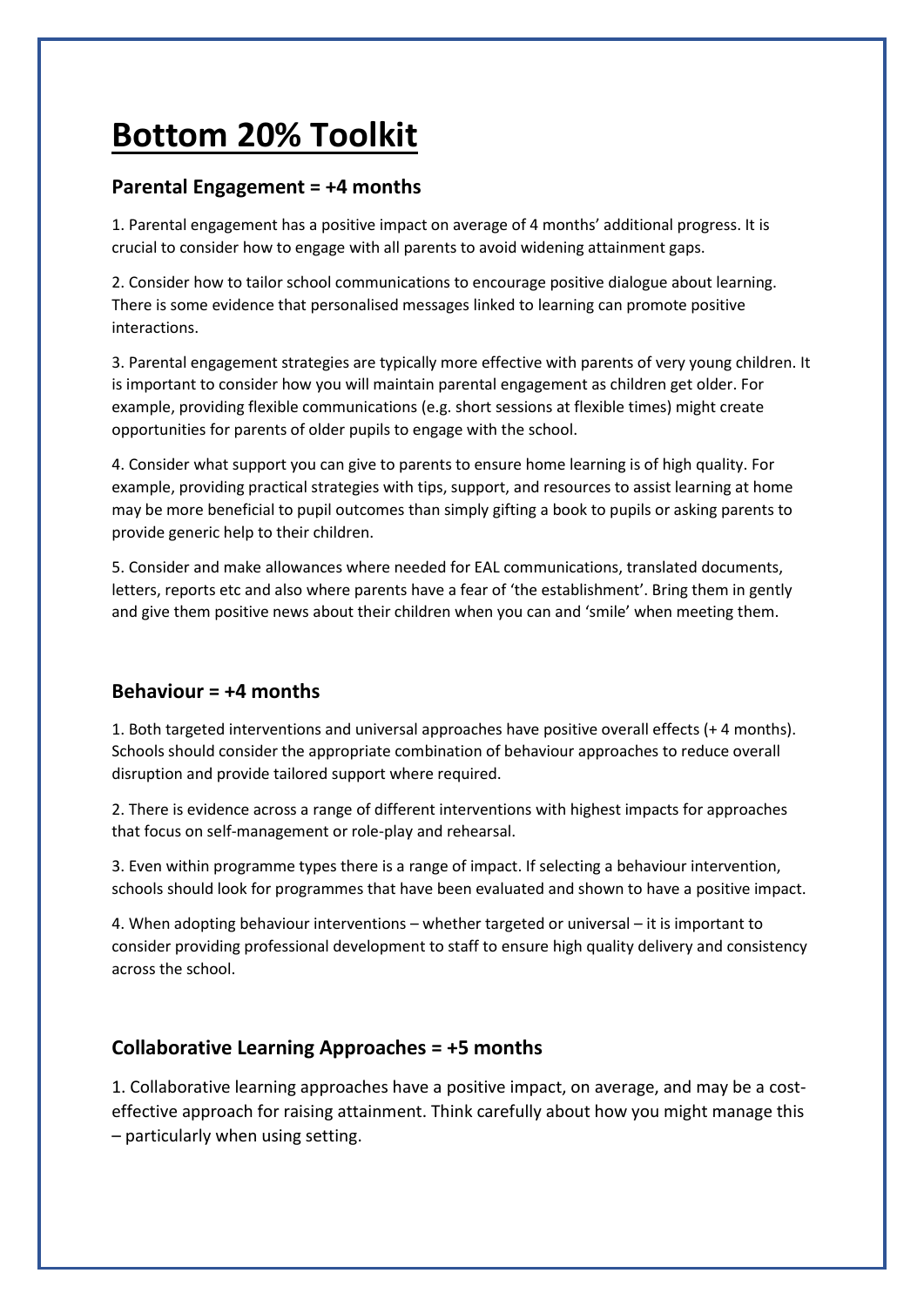# Bottom 20% Toolkit

## Parental Engagement = +4 months

1. Parental engagement has a positive impact on average of 4 months' additional progress. It is crucial to consider how to engage with all parents to avoid widening attainment gaps.

2. Consider how to tailor school communications to encourage positive dialogue about learning. There is some evidence that personalised messages linked to learning can promote positive interactions.

3. Parental engagement strategies are typically more effective with parents of very young children. It is important to consider how you will maintain parental engagement as children get older. For example, providing flexible communications (e.g. short sessions at flexible times) might create opportunities for parents of older pupils to engage with the school.

4. Consider what support you can give to parents to ensure home learning is of high quality. For example, providing practical strategies with tips, support, and resources to assist learning at home may be more beneficial to pupil outcomes than simply gifting a book to pupils or asking parents to provide generic help to their children.

5. Consider and make allowances where needed for EAL communications, translated documents, letters, reports etc and also where parents have a fear of 'the establishment'. Bring them in gently and give them positive news about their children when you can and 'smile' when meeting them.

## Behaviour = +4 months

1. Both targeted interventions and universal approaches have positive overall effects (+ 4 months). Schools should consider the appropriate combination of behaviour approaches to reduce overall disruption and provide tailored support where required.

2. There is evidence across a range of different interventions with highest impacts for approaches that focus on self-management or role-play and rehearsal.

3. Even within programme types there is a range of impact. If selecting a behaviour intervention, schools should look for programmes that have been evaluated and shown to have a positive impact.

4. When adopting behaviour interventions – whether targeted or universal – it is important to consider providing professional development to staff to ensure high quality delivery and consistency across the school.

## Collaborative Learning Approaches = +5 months

1. Collaborative learning approaches have a positive impact, on average, and may be a cost-effective approach for raising attainment. Think carefully about how you might manage this – particularly when using setting.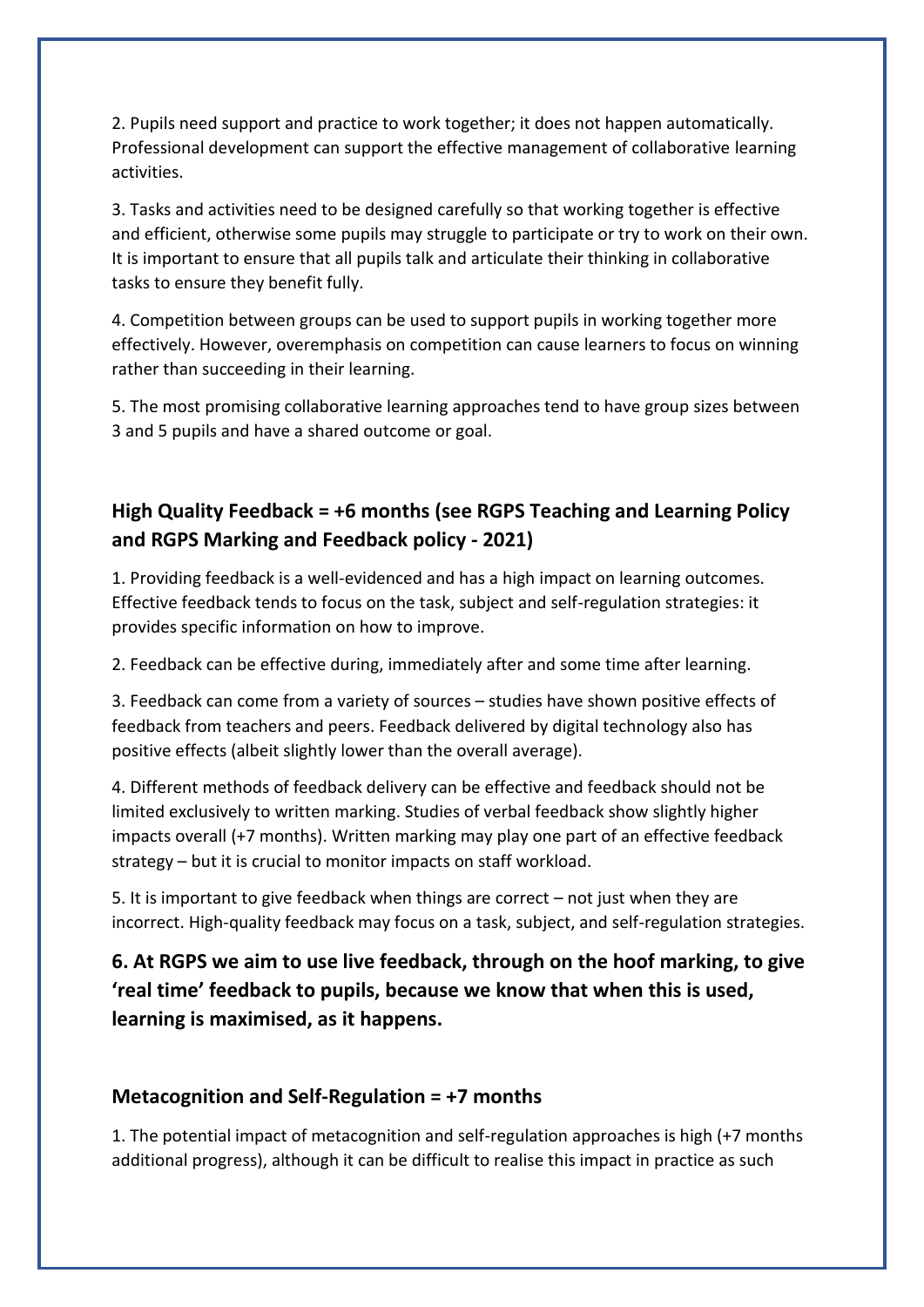2. Pupils need support and practice to work together; it does not happen automatically. Professional development can support the effective management of collaborative learning activities.

3. Tasks and activities need to be designed carefully so that working together is effective and efficient, otherwise some pupils may struggle to participate or try to work on their own. It is important to ensure that all pupils talk and articulate their thinking in collaborative tasks to ensure they benefit fully.

4. Competition between groups can be used to support pupils in working together more effectively. However, overemphasis on competition can cause learners to focus on winning rather than succeeding in their learning.

5. The most promising collaborative learning approaches tend to have group sizes between 3 and 5 pupils and have a shared outcome or goal.

### High Quality Feedback = +6 months (see RGPS Teaching and Learning Policy and RGPS Marking and Feedback policy - 2021)

1. Providing feedback is a well-evidenced and has a high impact on learning outcomes. Effective feedback tends to focus on the task, subject and self-regulation strategies: it provides specific information on how to improve.

2. Feedback can be effective during, immediately after and some time after learning.

3. Feedback can come from a variety of sources – studies have shown positive effects of feedback from teachers and peers. Feedback delivered by digital technology also has positive effects (albeit slightly lower than the overall average).

4. Different methods of feedback delivery can be effective and feedback should not be limited exclusively to written marking. Studies of verbal feedback show slightly higher impacts overall (+7 months). Written marking may play one part of an effective feedback strategy – but it is crucial to monitor impacts on staff workload.

5. It is important to give feedback when things are correct – not just when they are incorrect. High-quality feedback may focus on a task, subject, and self-regulation strategies.

**6. At RGPS we aim to use live feedback, through on the hoof marking, to give 'real time' feedback to pupils, because we know that when this is used, learning is maximised, as it happens.**

### Metacognition and Self-Regulation = +7 months

1. The potential impact of metacognition and self-regulation approaches is high (+7 months additional progress), although it can be difficult to realise this impact in practice as such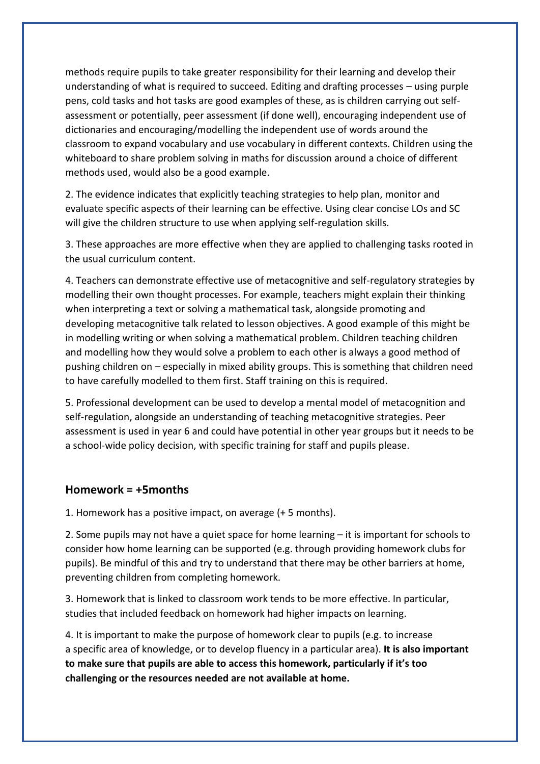methods require pupils to take greater responsibility for their learning and develop their understanding of what is required to succeed. Editing and drafting processes – using purple pens, cold tasks and hot tasks are good examples of these, as is children carrying out self-assessment or potentially, peer assessment (if done well), encouraging independent use of dictionaries and encouraging/modelling the independent use of words around the classroom to expand vocabulary and use vocabulary in different contexts. Children using the whiteboard to share problem solving in maths for discussion around a choice of different methods used, would also be a good example.

2. The evidence indicates that explicitly teaching strategies to help plan, monitor and evaluate specific aspects of their learning can be effective. Using clear concise LOs and SC will give the children structure to use when applying self-regulation skills.

3. These approaches are more effective when they are applied to challenging tasks rooted in the usual curriculum content.

4. Teachers can demonstrate effective use of metacognitive and self-regulatory strategies by modelling their own thought processes. For example, teachers might explain their thinking when interpreting a text or solving a mathematical task, alongside promoting and developing metacognitive talk related to lesson objectives. A good example of this might be in modelling writing or when solving a mathematical problem. Children teaching children and modelling how they would solve a problem to each other is always a good method of pushing children on – especially in mixed ability groups. This is something that children need to have carefully modelled to them first. Staff training on this is required.

5. Professional development can be used to develop a mental model of metacognition and self-regulation, alongside an understanding of teaching metacognitive strategies. Peer assessment is used in year 6 and could have potential in other year groups but it needs to be a school-wide policy decision, with specific training for staff and pupils please.

### Homework = +5months

1. Homework has a positive impact, on average (+ 5 months).

2. Some pupils may not have a quiet space for home learning – it is important for schools to consider how home learning can be supported (e.g. through providing homework clubs for pupils). Be mindful of this and try to understand that there may be other barriers at home, preventing children from completing homework.

3. Homework that is linked to classroom work tends to be more effective. In particular, studies that included feedback on homework had higher impacts on learning.

4. It is important to make the purpose of homework clear to pupils (e.g. to increase a specific area of knowledge, or to develop fluency in a particular area). **It is also important to make sure that pupils are able to access this homework, particularly if it's too challenging or the resources needed are not available at home.**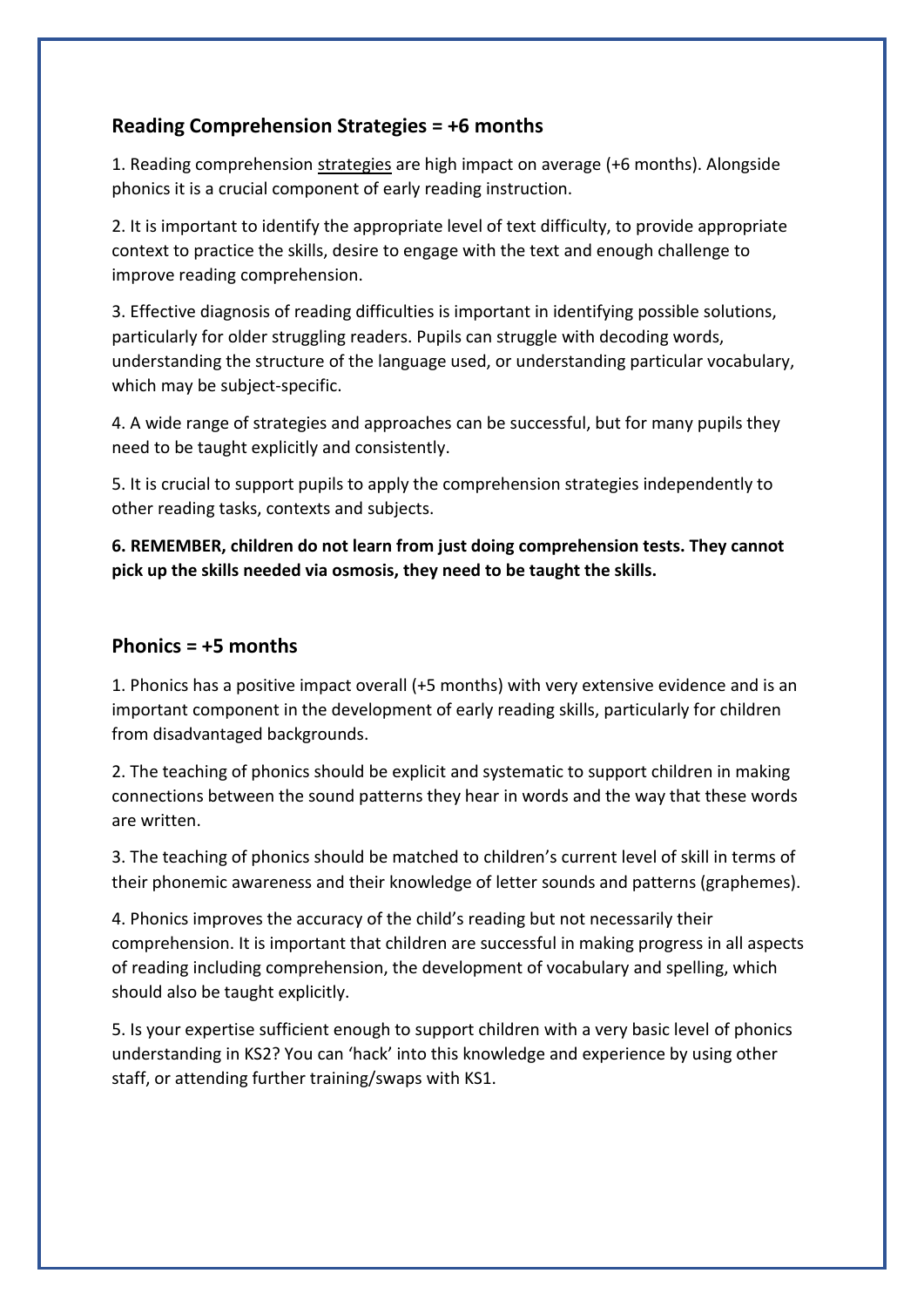## Reading Comprehension Strategies = +6 months

1. Reading comprehension <u>strategies</u> are high impact on average (+6 months). Alongside phonics it is a crucial component of early reading instruction.

2. It is important to identify the appropriate level of text difficulty, to provide appropriate context to practice the skills, desire to engage with the text and enough challenge to improve reading comprehension.

3. Effective diagnosis of reading difficulties is important in identifying possible solutions, particularly for older struggling readers. Pupils can struggle with decoding words, understanding the structure of the language used, or understanding particular vocabulary, which may be subject-specific.

4. A wide range of strategies and approaches can be successful, but for many pupils they need to be taught explicitly and consistently.

5. It is crucial to support pupils to apply the comprehension strategies independently to other reading tasks, contexts and subjects.

**6. REMEMBER, children do not learn from just doing comprehension tests. They cannot pick up the skills needed via osmosis, they need to be taught the skills.**

## Phonics = +5 months

1. Phonics has a positive impact overall (+5 months) with very extensive evidence and is an important component in the development of early reading skills, particularly for children from disadvantaged backgrounds.

2. The teaching of phonics should be explicit and systematic to support children in making connections between the sound patterns they hear in words and the way that these words are written.

3. The teaching of phonics should be matched to children's current level of skill in terms of their phonemic awareness and their knowledge of letter sounds and patterns (graphemes).

4. Phonics improves the accuracy of the child's reading but not necessarily their comprehension. It is important that children are successful in making progress in all aspects of reading including comprehension, the development of vocabulary and spelling, which should also be taught explicitly.

5. Is your expertise sufficient enough to support children with a very basic level of phonics understanding in KS2? You can 'hack' into this knowledge and experience by using other staff, or attending further training/swaps with KS1.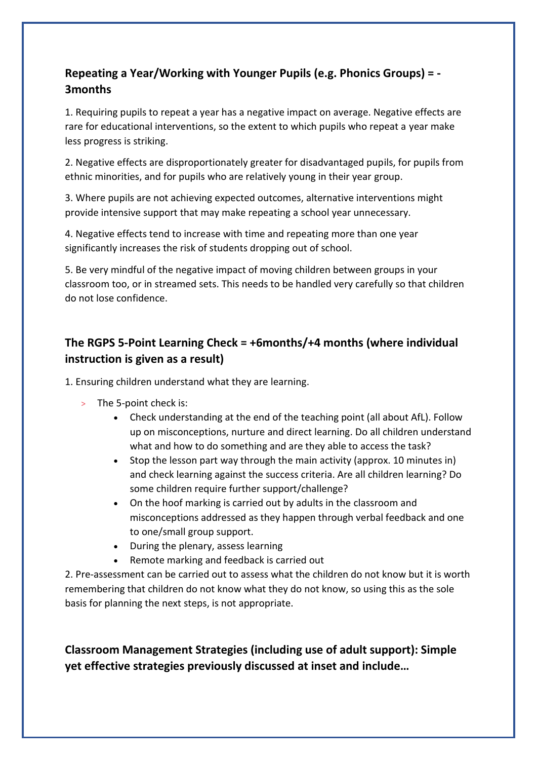## Repeating a Year/Working with Younger Pupils (e.g. Phonics Groups) = -3months

1. Requiring pupils to repeat a year has a negative impact on average. Negative effects are rare for educational interventions, so the extent to which pupils who repeat a year make less progress is striking.

2. Negative effects are disproportionately greater for disadvantaged pupils, for pupils from ethnic minorities, and for pupils who are relatively young in their year group.

3. Where pupils are not achieving expected outcomes, alternative interventions might provide intensive support that may make repeating a school year unnecessary.

4. Negative effects tend to increase with time and repeating more than one year significantly increases the risk of students dropping out of school.

5. Be very mindful of the negative impact of moving children between groups in your classroom too, or in streamed sets. This needs to be handled very carefully so that children do not lose confidence.

## The RGPS 5-Point Learning Check = +6months/+4 months (where individual instruction is given as a result)

1. Ensuring children understand what they are learning.

- The 5-point check is:
  - Check understanding at the end of the teaching point (all about AfL). Follow up on misconceptions, nurture and direct learning. Do all children understand what and how to do something and are they able to access the task?
  - Stop the lesson part way through the main activity (approx. 10 minutes in) and check learning against the success criteria. Are all children learning? Do some children require further support/challenge?
  - On the hoof marking is carried out by adults in the classroom and misconceptions addressed as they happen through verbal feedback and one to one/small group support.
  - During the plenary, assess learning
  - Remote marking and feedback is carried out

2. Pre-assessment can be carried out to assess what the children do not know but it is worth remembering that children do not know what they do not know, so using this as the sole basis for planning the next steps, is not appropriate.

## Classroom Management Strategies (including use of adult support): Simple yet effective strategies previously discussed at inset and include…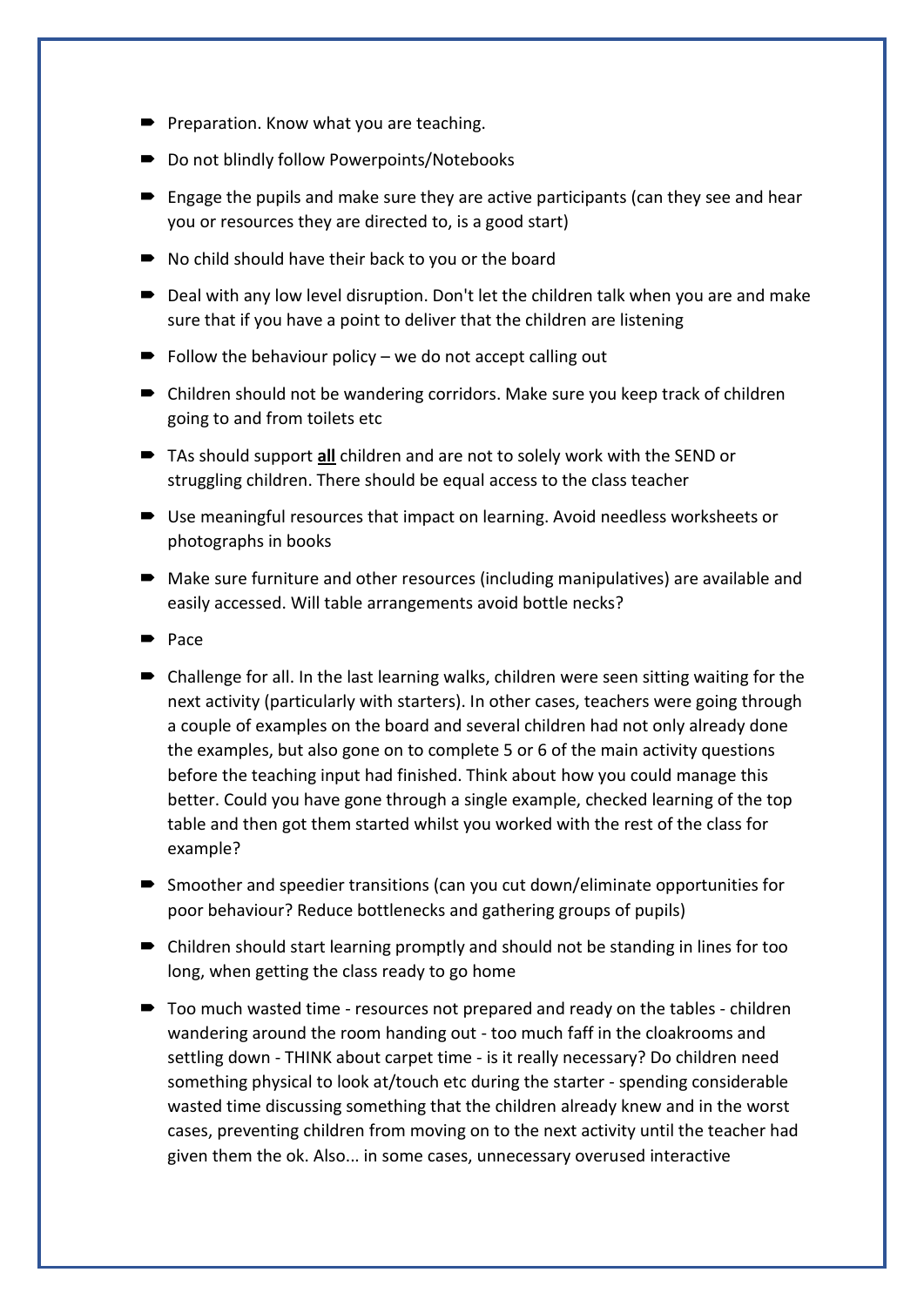- Preparation. Know what you are teaching.
- Do not blindly follow Powerpoints/Notebooks
- Engage the pupils and make sure they are active participants (can they see and hear you or resources they are directed to, is a good start)
- No child should have their back to you or the board
- Deal with any low level disruption. Don't let the children talk when you are and make sure that if you have a point to deliver that the children are listening
- Follow the behaviour policy – we do not accept calling out
- Children should not be wandering corridors. Make sure you keep track of children going to and from toilets etc
- TAs should support <u>**all**</u> children and are not to solely work with the SEND or struggling children. There should be equal access to the class teacher
- Use meaningful resources that impact on learning. Avoid needless worksheets or photographs in books
- Make sure furniture and other resources (including manipulatives) are available and easily accessed. Will table arrangements avoid bottle necks?
- Pace
- Challenge for all. In the last learning walks, children were seen sitting waiting for the next activity (particularly with starters). In other cases, teachers were going through a couple of examples on the board and several children had not only already done the examples, but also gone on to complete 5 or 6 of the main activity questions before the teaching input had finished. Think about how you could manage this better. Could you have gone through a single example, checked learning of the top table and then got them started whilst you worked with the rest of the class for example?
- Smoother and speedier transitions (can you cut down/eliminate opportunities for poor behaviour? Reduce bottlenecks and gathering groups of pupils)
- Children should start learning promptly and should not be standing in lines for too long, when getting the class ready to go home
- Too much wasted time - resources not prepared and ready on the tables - children wandering around the room handing out - too much faff in the cloakrooms and settling down - THINK about carpet time - is it really necessary? Do children need something physical to look at/touch etc during the starter - spending considerable wasted time discussing something that the children already knew and in the worst cases, preventing children from moving on to the next activity until the teacher had given them the ok. Also... in some cases, unnecessary overused interactive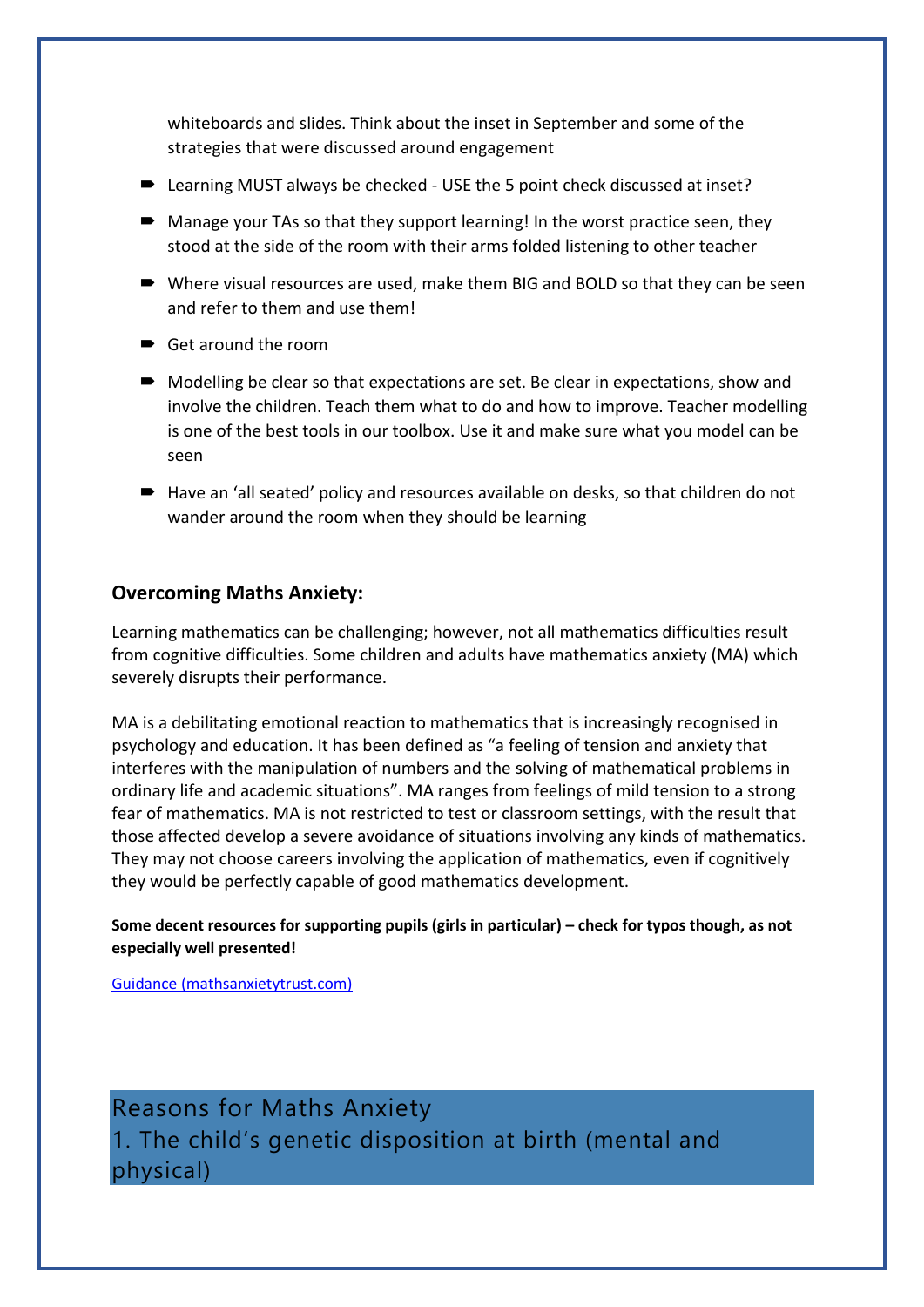whiteboards and slides. Think about the inset in September and some of the strategies that were discussed around engagement

- Learning MUST always be checked - USE the 5 point check discussed at inset?
- Manage your TAs so that they support learning! In the worst practice seen, they stood at the side of the room with their arms folded listening to other teacher
- Where visual resources are used, make them BIG and BOLD so that they can be seen and refer to them and use them!
- Get around the room
- Modelling be clear so that expectations are set. Be clear in expectations, show and involve the children. Teach them what to do and how to improve. Teacher modelling is one of the best tools in our toolbox. Use it and make sure what you model can be seen
- Have an 'all seated' policy and resources available on desks, so that children do not wander around the room when they should be learning

### Overcoming Maths Anxiety:

Learning mathematics can be challenging; however, not all mathematics difficulties result from cognitive difficulties. Some children and adults have mathematics anxiety (MA) which severely disrupts their performance.

MA is a debilitating emotional reaction to mathematics that is increasingly recognised in psychology and education. It has been defined as "a feeling of tension and anxiety that interferes with the manipulation of numbers and the solving of mathematical problems in ordinary life and academic situations". MA ranges from feelings of mild tension to a strong fear of mathematics. MA is not restricted to test or classroom settings, with the result that those affected develop a severe avoidance of situations involving any kinds of mathematics. They may not choose careers involving the application of mathematics, even if cognitively they would be perfectly capable of good mathematics development.

**Some decent resources for supporting pupils (girls in particular) – check for typos though, as not especially well presented!**

Guidance (mathsanxietytrust.com)

## Reasons for Maths Anxiety

## 1. The child's genetic disposition at birth (mental and physical)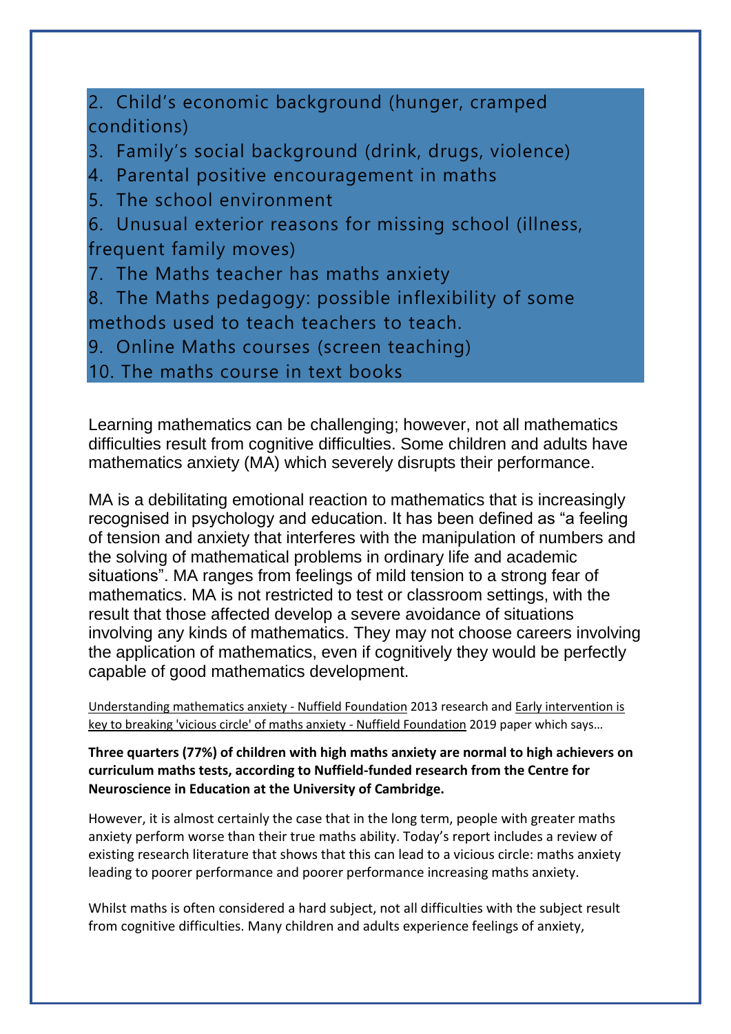2. Child's economic background (hunger, cramped conditions)
3. Family's social background (drink, drugs, violence)
4. Parental positive encouragement in maths
5. The school environment
6. Unusual exterior reasons for missing school (illness, frequent family moves)
7. The Maths teacher has maths anxiety
8. The Maths pedagogy: possible inflexibility of some methods used to teach teachers to teach.
9. Online Maths courses (screen teaching)
10. The maths course in text books

Learning mathematics can be challenging; however, not all mathematics difficulties result from cognitive difficulties. Some children and adults have mathematics anxiety (MA) which severely disrupts their performance.

MA is a debilitating emotional reaction to mathematics that is increasingly recognised in psychology and education. It has been defined as "a feeling of tension and anxiety that interferes with the manipulation of numbers and the solving of mathematical problems in ordinary life and academic situations". MA ranges from feelings of mild tension to a strong fear of mathematics. MA is not restricted to test or classroom settings, with the result that those affected develop a severe avoidance of situations involving any kinds of mathematics. They may not choose careers involving the application of mathematics, even if cognitively they would be perfectly capable of good mathematics development.

Understanding mathematics anxiety - Nuffield Foundation 2013 research and Early intervention is key to breaking 'vicious circle' of maths anxiety - Nuffield Foundation 2019 paper which says…

**Three quarters (77%) of children with high maths anxiety are normal to high achievers on curriculum maths tests, according to Nuffield-funded research from the Centre for Neuroscience in Education at the University of Cambridge.**

However, it is almost certainly the case that in the long term, people with greater maths anxiety perform worse than their true maths ability. Today's report includes a review of existing research literature that shows that this can lead to a vicious circle: maths anxiety leading to poorer performance and poorer performance increasing maths anxiety.

Whilst maths is often considered a hard subject, not all difficulties with the subject result from cognitive difficulties. Many children and adults experience feelings of anxiety,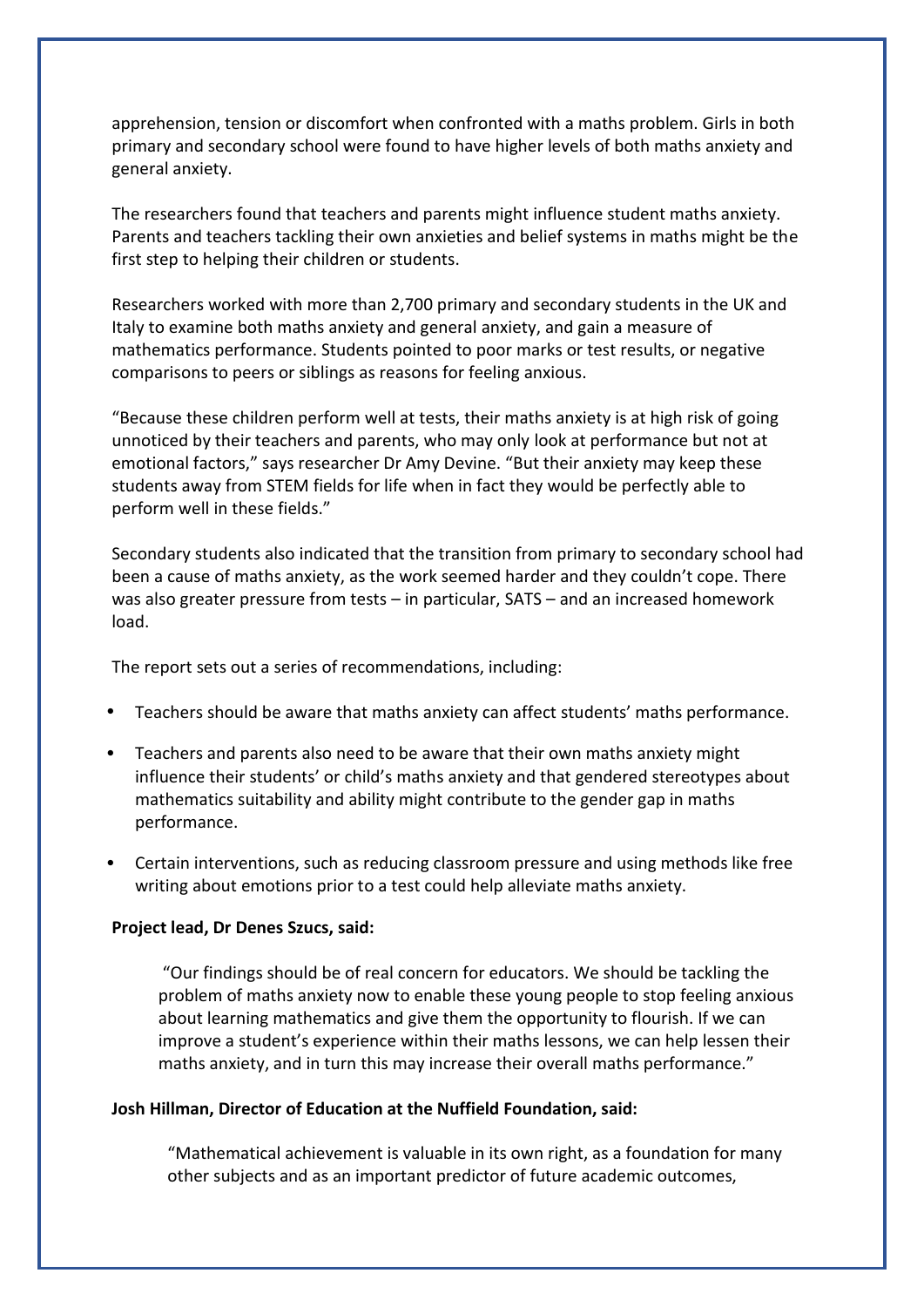apprehension, tension or discomfort when confronted with a maths problem. Girls in both primary and secondary school were found to have higher levels of both maths anxiety and general anxiety.

The researchers found that teachers and parents might influence student maths anxiety. Parents and teachers tackling their own anxieties and belief systems in maths might be the first step to helping their children or students.

Researchers worked with more than 2,700 primary and secondary students in the UK and Italy to examine both maths anxiety and general anxiety, and gain a measure of mathematics performance. Students pointed to poor marks or test results, or negative comparisons to peers or siblings as reasons for feeling anxious.

"Because these children perform well at tests, their maths anxiety is at high risk of going unnoticed by their teachers and parents, who may only look at performance but not at emotional factors," says researcher Dr Amy Devine. "But their anxiety may keep these students away from STEM fields for life when in fact they would be perfectly able to perform well in these fields."

Secondary students also indicated that the transition from primary to secondary school had been a cause of maths anxiety, as the work seemed harder and they couldn't cope. There was also greater pressure from tests – in particular, SATS – and an increased homework load.

The report sets out a series of recommendations, including:

- Teachers should be aware that maths anxiety can affect students' maths performance.
- Teachers and parents also need to be aware that their own maths anxiety might influence their students' or child's maths anxiety and that gendered stereotypes about mathematics suitability and ability might contribute to the gender gap in maths performance.
- Certain interventions, such as reducing classroom pressure and using methods like free writing about emotions prior to a test could help alleviate maths anxiety.

**Project lead, Dr Denes Szucs, said:**

> "Our findings should be of real concern for educators. We should be tackling the problem of maths anxiety now to enable these young people to stop feeling anxious about learning mathematics and give them the opportunity to flourish. If we can improve a student's experience within their maths lessons, we can help lessen their maths anxiety, and in turn this may increase their overall maths performance."

**Josh Hillman, Director of Education at the Nuffield Foundation, said:**

> "Mathematical achievement is valuable in its own right, as a foundation for many other subjects and as an important predictor of future academic outcomes,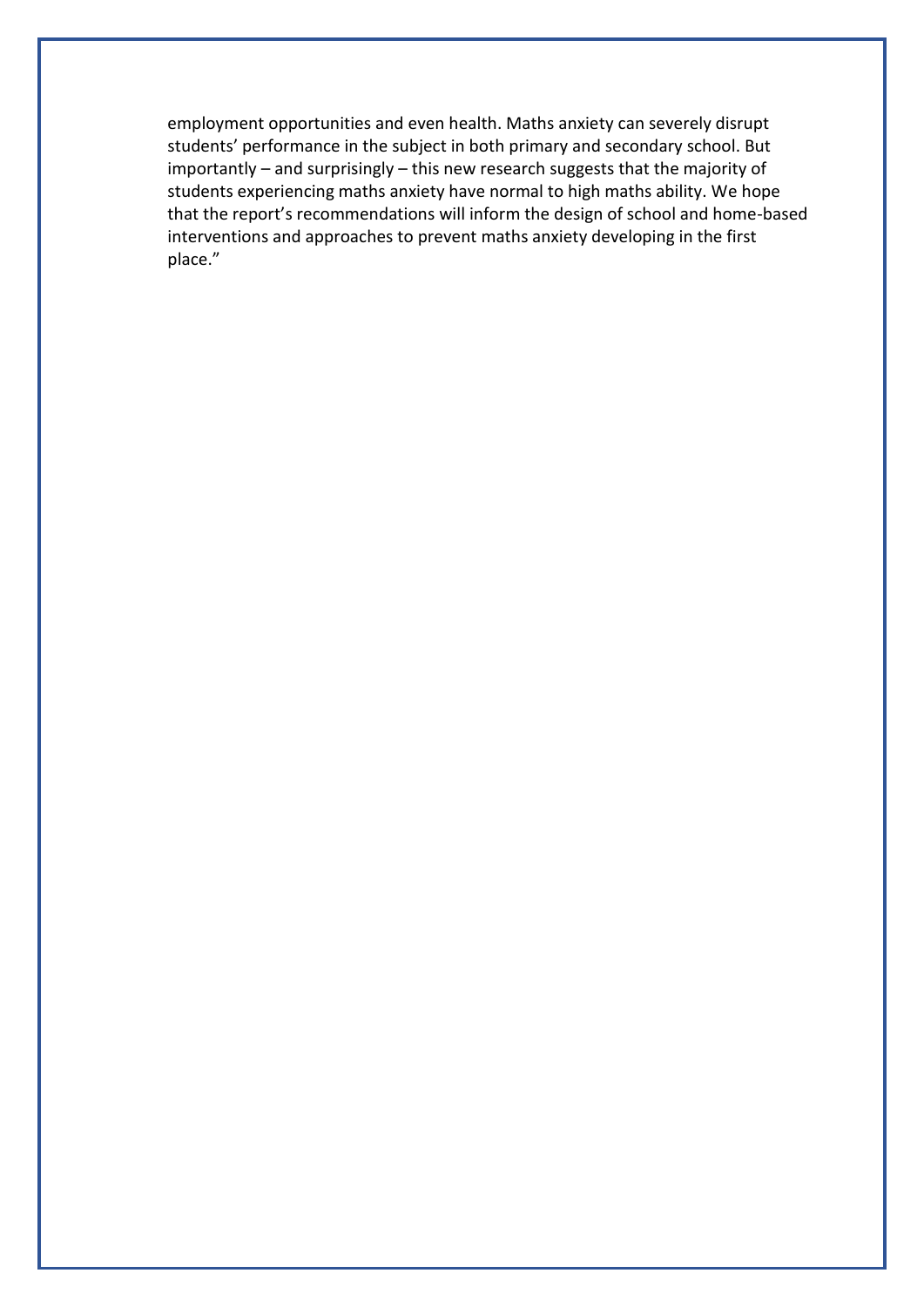employment opportunities and even health. Maths anxiety can severely disrupt students' performance in the subject in both primary and secondary school. But importantly – and surprisingly – this new research suggests that the majority of students experiencing maths anxiety have normal to high maths ability. We hope that the report's recommendations will inform the design of school and home-based interventions and approaches to prevent maths anxiety developing in the first place."